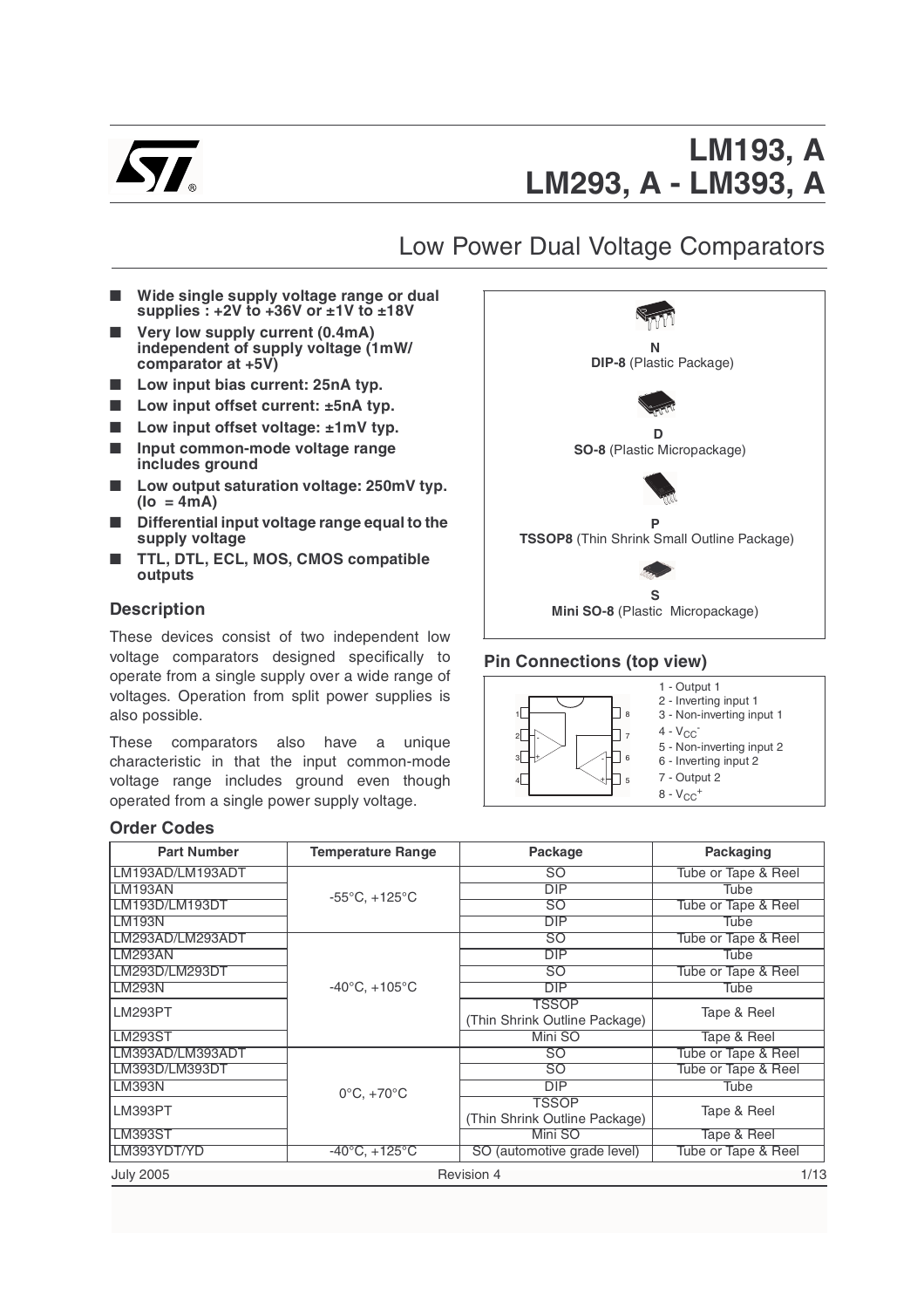# LM193, A
# LM293, A - LM393, A

## Low Power Dual Voltage Comparators

- **Wide single supply voltage range or dual supplies : +2V to +36V or ±1V to ±18V**
- **Very low supply current (0.4mA) independent of supply voltage (1mW/ comparator at +5V)**
- **Low input bias current: 25nA typ.**
- **Low input offset current: ±5nA typ.**
- **Low input offset voltage: ±1mV typ.**
- **Input common-mode voltage range includes ground**
- **Low output saturation voltage: 250mV typ. (Io = 4mA)**
- **Differential input voltage range equal to the supply voltage**
- **TTL, DTL, ECL, MOS, CMOS compatible outputs**

**N**
**DIP-8** (Plastic Package)

**D**
**SO-8** (Plastic Micropackage)

**P**
**TSSOP8** (Thin Shrink Small Outline Package)

**S**
**Mini SO-8** (Plastic Micropackage)

### Description

These devices consist of two independent low voltage comparators designed specifically to operate from a single supply over a wide range of voltages. Operation from split power supplies is also possible.

These comparators also have a unique characteristic in that the input common-mode voltage range includes ground even though operated from a single power supply voltage.

### Pin Connections (top view)

1 - Output 1
2 - Inverting input 1
3 - Non-inverting input 1
4 - $V_{CC}^-$
5 - Non-inverting input 2
6 - Inverting input 2
7 - Output 2
8 - $V_{CC}^+$

### Order Codes

| Part Number | Temperature Range | Package | Packaging |
|---|---|---|---|
| LM193AD/LM193ADT | -55°C, +125°C | SO | Tube or Tape & Reel |
| LM193AN | | DIP | Tube |
| LM193D/LM193DT | | SO | Tube or Tape & Reel |
| LM193N | | DIP | Tube |
| LM293AD/LM293ADT | -40°C, +105°C | SO | Tube or Tape & Reel |
| LM293AN | | DIP | Tube |
| LM293D/LM293DT | | SO | Tube or Tape & Reel |
| LM293N | | DIP | Tube |
| LM293PT | | TSSOP (Thin Shrink Outline Package) | Tape & Reel |
| LM293ST | | Mini SO | Tape & Reel |
| LM393AD/LM393ADT | 0°C, +70°C | SO | Tube or Tape & Reel |
| LM393D/LM393DT | | SO | Tube or Tape & Reel |
| LM393N | | DIP | Tube |
| LM393PT | | TSSOP (Thin Shrink Outline Package) | Tape & Reel |
| LM393ST | | Mini SO | Tape & Reel |
| LM393YDT/YD | -40°C, +125°C | SO (automotive grade level) | Tube or Tape & Reel |

July 2005 Revision 4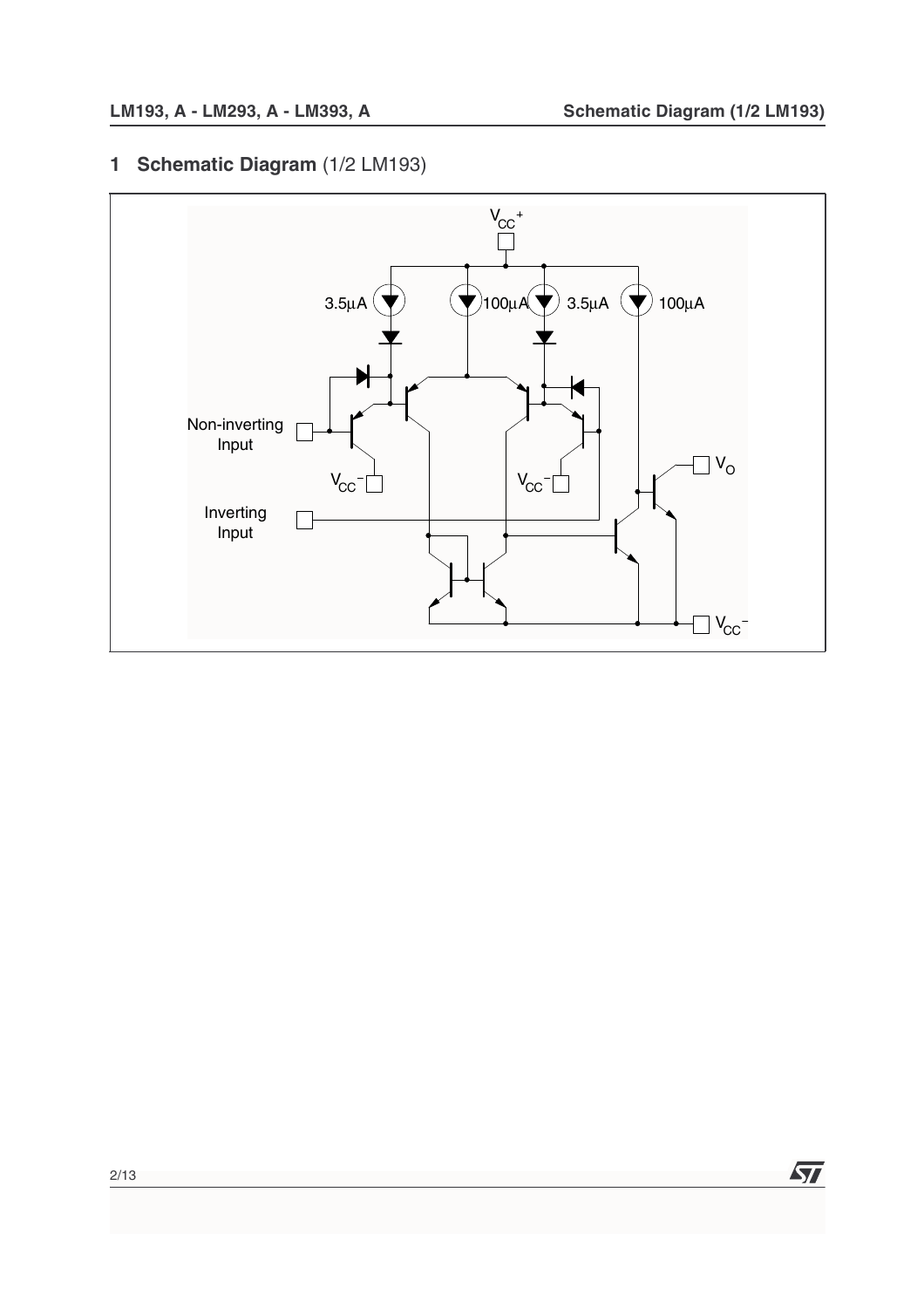## 1 Schematic Diagram (1/2 LM193)

$V_{CC}^{+}$

3.5µA 100µA 3.5µA 100µA

Non-inverting Input

$V_{CC}^{-}$ $V_{CC}^{-}$

Inverting Input

$V_O$

$V_{CC}^{-}$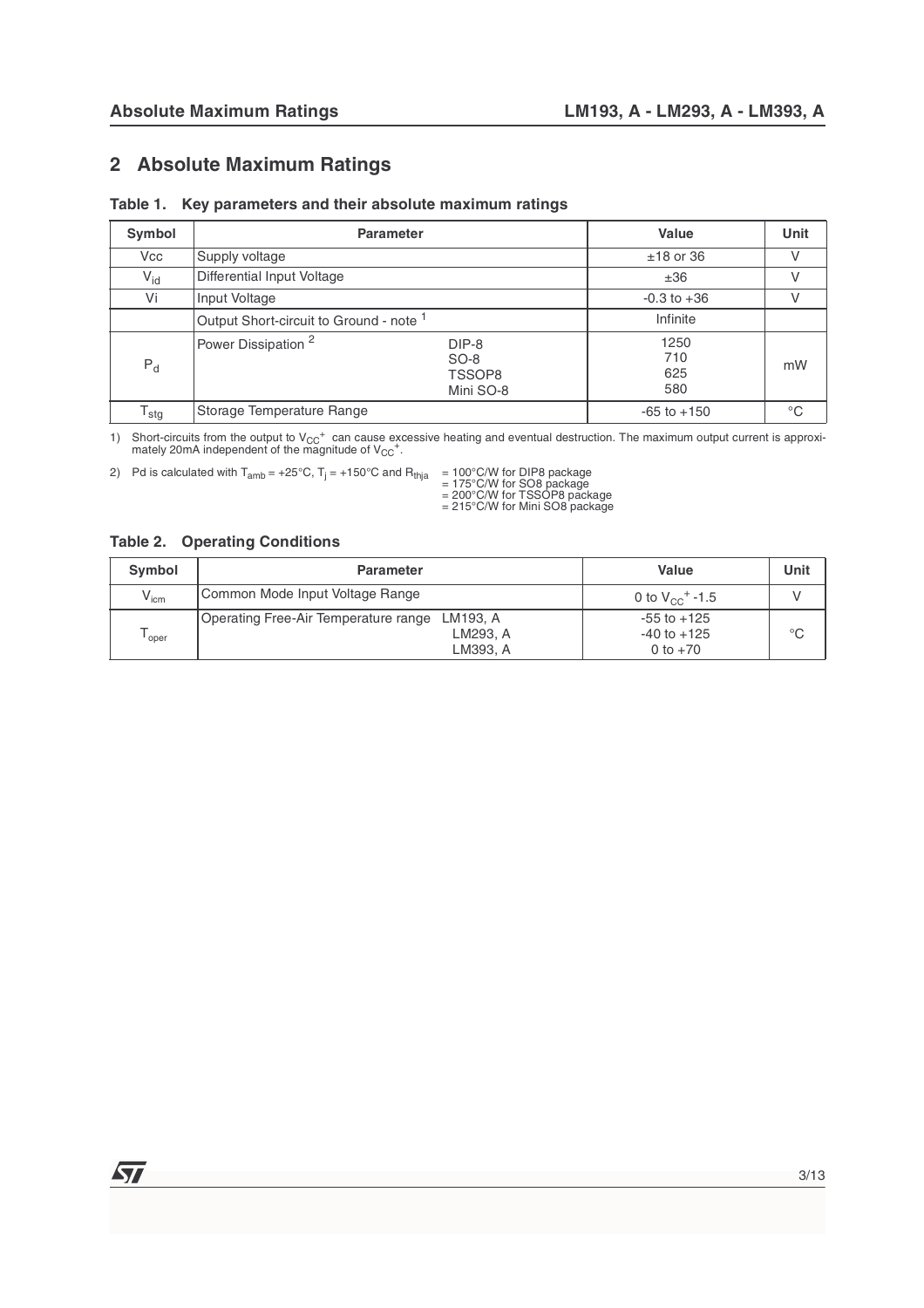## 2 Absolute Maximum Ratings

**Table 1. Key parameters and their absolute maximum ratings**

| Symbol | Parameter | | Value | Unit |
|---|---|---|---|---|
| Vcc | Supply voltage | | ±18 or 36 | V |
| $V_{id}$ | Differential Input Voltage | | ±36 | V |
| Vi | Input Voltage | | -0.3 to +36 | V |
| | Output Short-circuit to Ground - note [1] | | Infinite | |
| $P_d$ | Power Dissipation [2] | DIP-8<br>SO-8<br>TSSOP8<br>Mini SO-8 | 1250<br>710<br>625<br>580 | mW |
| $T_{stg}$ | Storage Temperature Range | | -65 to +150 | °C |

1) Short-circuits from the output to $V_{CC}^+$ can cause excessive heating and eventual destruction. The maximum output current is approximately 20mA independent of the magnitude of $V_{CC}^+$.

2) Pd is calculated with $T_{amb}$ = +25°C, $T_j$ = +150°C and $R_{thja}$ = 100°C/W for DIP8 package
= 175°C/W for SO8 package
= 200°C/W for TSSOP8 package
= 215°C/W for Mini SO8 package

**Table 2. Operating Conditions**

| Symbol | Parameter | | Value | Unit |
|---|---|---|---|---|
| $V_{icm}$ | Common Mode Input Voltage Range | | 0 to $V_{CC}^+$ -1.5 | V |
| $T_{oper}$ | Operating Free-Air Temperature range | LM193, A<br>LM293, A<br>LM393, A | -55 to +125<br>-40 to +125<br>0 to +70 | °C |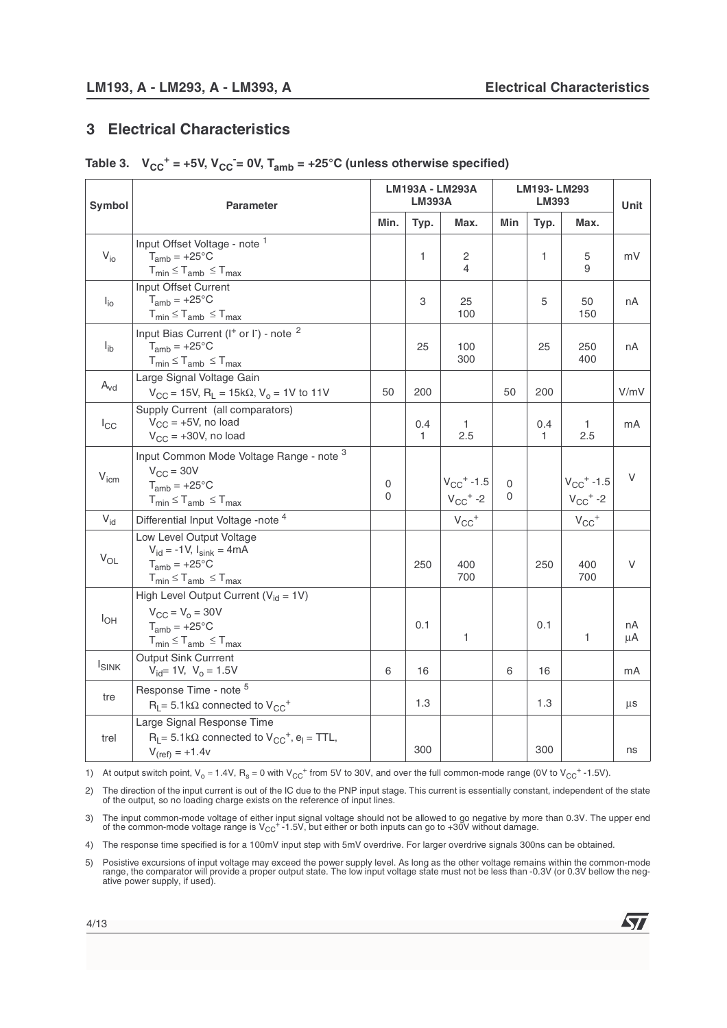## 3 Electrical Characteristics

Table 3. $V_{CC}^+ = +5V$, $V_{CC}^- = 0V$, $T_{amb} = +25°C$ (unless otherwise specified)

| Symbol | Parameter | LM193A - LM293A LM393A | | | LM193- LM293 LM393 | | | Unit |
|---|---|---|---|---|---|---|---|---|
| | | Min. | Typ. | Max. | Min | Typ. | Max. | |
| $V_{io}$ | Input Offset Voltage - note [1]<br>$T_{amb} = +25°C$<br>$T_{min} \leq T_{amb} \leq T_{max}$ | | 1 | 2<br>4 | | 1 | 5<br>9 | mV |
| $I_{io}$ | Input Offset Current<br>$T_{amb} = +25°C$<br>$T_{min} \leq T_{amb} \leq T_{max}$ | | 3 | 25<br>100 | | 5 | 50<br>150 | nA |
| $I_{ib}$ | Input Bias Current ($I^+$ or $I^-$) - note [2]<br>$T_{amb} = +25°C$<br>$T_{min} \leq T_{amb} \leq T_{max}$ | | 25 | 100<br>300 | | 25 | 250<br>400 | nA |
| $A_{vd}$ | Large Signal Voltage Gain<br>$V_{CC} = 15V$, $R_L = 15k\Omega$, $V_o = 1V$ to $11V$ | 50 | 200 | | 50 | 200 | | V/mV |
| $I_{CC}$ | Supply Current (all comparators)<br>$V_{CC} = +5V$, no load<br>$V_{CC} = +30V$, no load | | 0.4<br>1 | 1<br>2.5 | | 0.4<br>1 | 1<br>2.5 | mA |
| $V_{icm}$ | Input Common Mode Voltage Range - note [3]<br>$V_{CC} = 30V$<br>$T_{amb} = +25°C$<br>$T_{min} \leq T_{amb} \leq T_{max}$ | 0<br>0 | | $V_{CC}^+ -1.5$<br>$V_{CC}^+ -2$ | 0<br>0 | | $V_{CC}^+ -1.5$<br>$V_{CC}^+ -2$ | V |
| $V_{id}$ | Differential Input Voltage -note [4] | | | $V_{CC}^+$ | | | $V_{CC}^+$ | |
| $V_{OL}$ | Low Level Output Voltage<br>$V_{id} = -1V$, $I_{sink} = 4mA$<br>$T_{amb} = +25°C$<br>$T_{min} \leq T_{amb} \leq T_{max}$ | | 250 | 400<br>700 | | 250 | 400<br>700 | V |
| $I_{OH}$ | High Level Output Current ($V_{id} = 1V$)<br>$V_{CC} = V_o = 30V$<br>$T_{amb} = +25°C$<br>$T_{min} \leq T_{amb} \leq T_{max}$ | | 0.1 | <br>1 | | 0.1 | <br>1 | nA<br>µA |
| $I_{SINK}$ | Output Sink Currrent<br>$V_{id} = 1V$, $V_o = 1.5V$ | 6 | 16 | | 6 | 16 | | mA |
| tre | Response Time - note [5]<br>$R_L = 5.1k\Omega$ connected to $V_{CC}^+$ | | 1.3 | | | 1.3 | | µs |
| trel | Large Signal Response Time<br>$R_L = 5.1k\Omega$ connected to $V_{CC}^+$, $e_I$ = TTL,<br>$V_{(ref)} = +1.4v$ | | 300 | | | 300 | | ns |

1) At output switch point, $V_o = 1.4V$, $R_s = 0$ with $V_{CC}^+$ from 5V to 30V, and over the full common-mode range (0V to $V_{CC}^+$ -1.5V).

2) The direction of the input current is out of the IC due to the PNP input stage. This current is essentially constant, independent of the state of the output, so no loading charge exists on the reference of input lines.

3) The input common-mode voltage of either input signal voltage should not be allowed to go negative by more than 0.3V. The upper end of the common-mode voltage range is $V_{CC}^+$ -1.5V, but either or both inputs can go to +30V without damage.

4) The response time specified is for a 100mV input step with 5mV overdrive. For larger overdrive signals 300ns can be obtained.

5) Posistive excursions of input voltage may exceed the power supply level. As long as the other voltage remains within the common-mode range, the comparator will provide a proper output state. The low input voltage state must not be less than -0.3V (or 0.3V bellow the negative power supply, if used).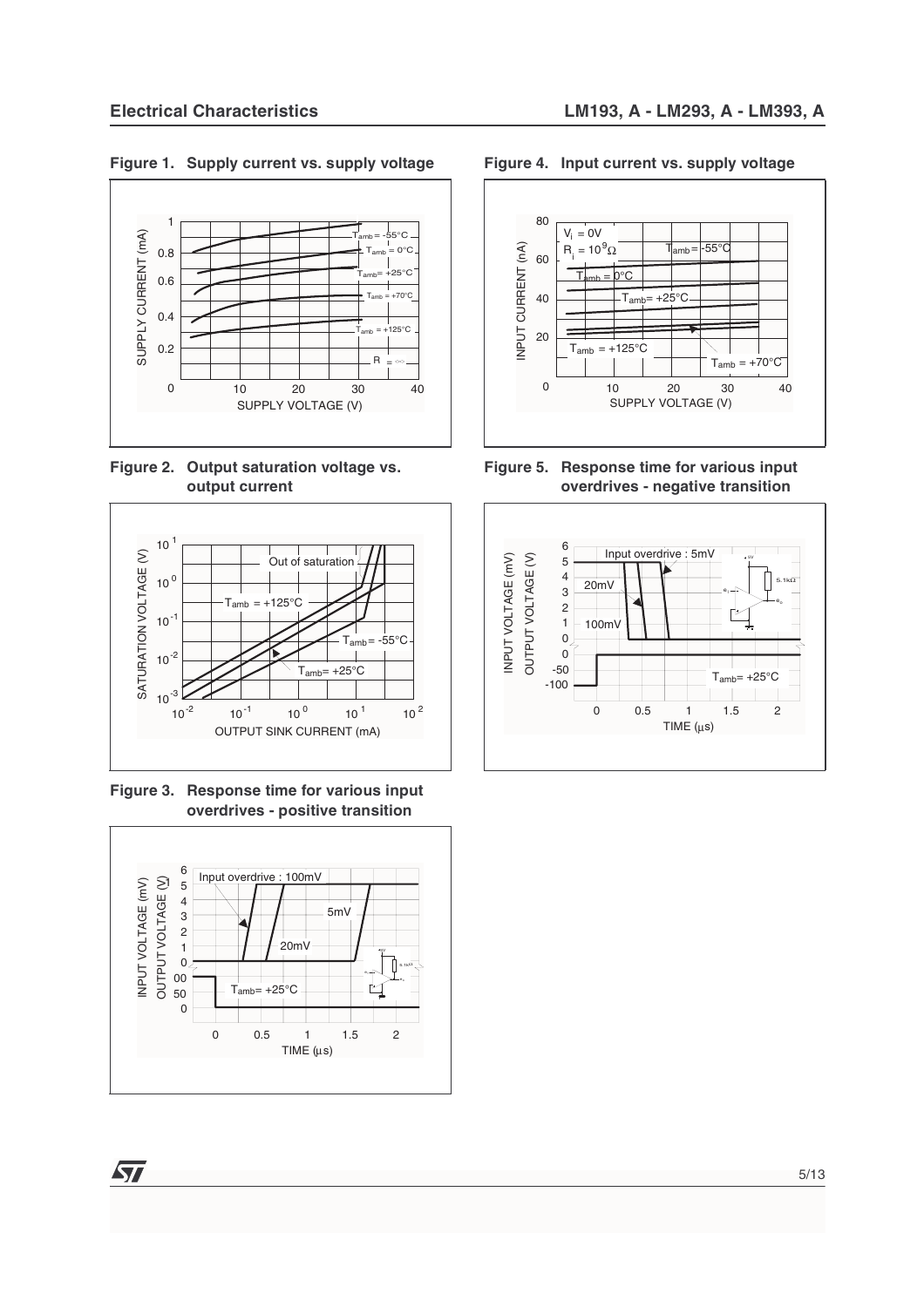**Figure 1. Supply current vs. supply voltage**

**Figure 2. Output saturation voltage vs. output current**

**Figure 3. Response time for various input overdrives - positive transition**

**Figure 4. Input current vs. supply voltage**

**Figure 5. Response time for various input overdrives - negative transition**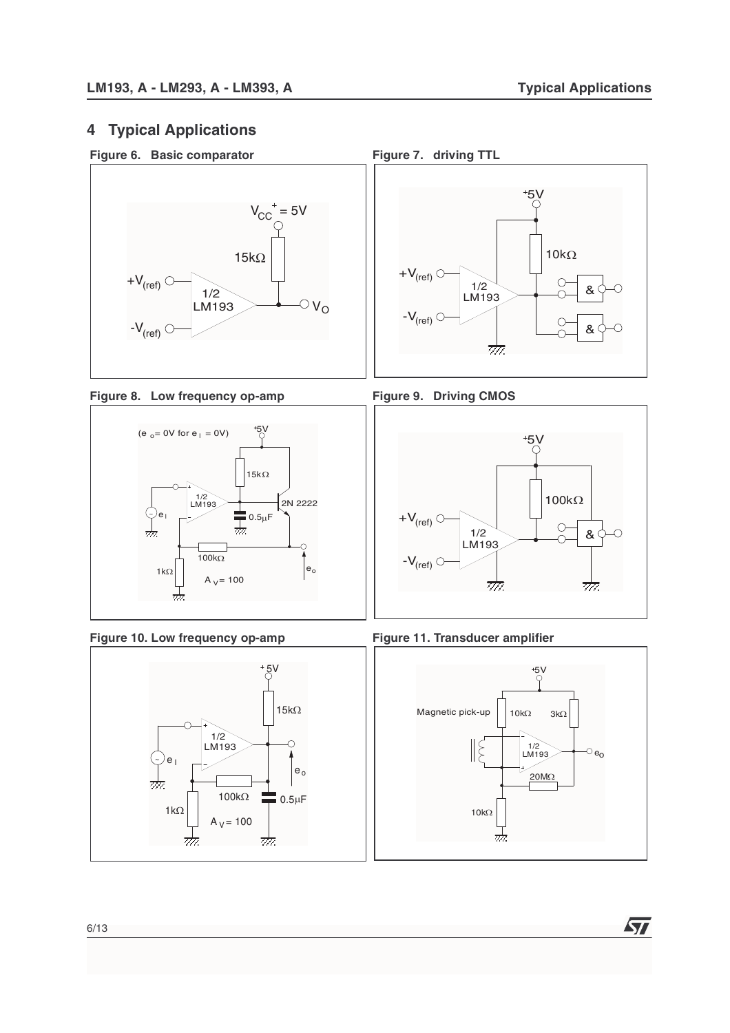# 4 Typical Applications

**Figure 6. Basic comparator**

**Figure 7. driving TTL**

**Figure 8. Low frequency op-amp**

**Figure 9. Driving CMOS**

**Figure 10. Low frequency op-amp**

**Figure 11. Transducer amplifier**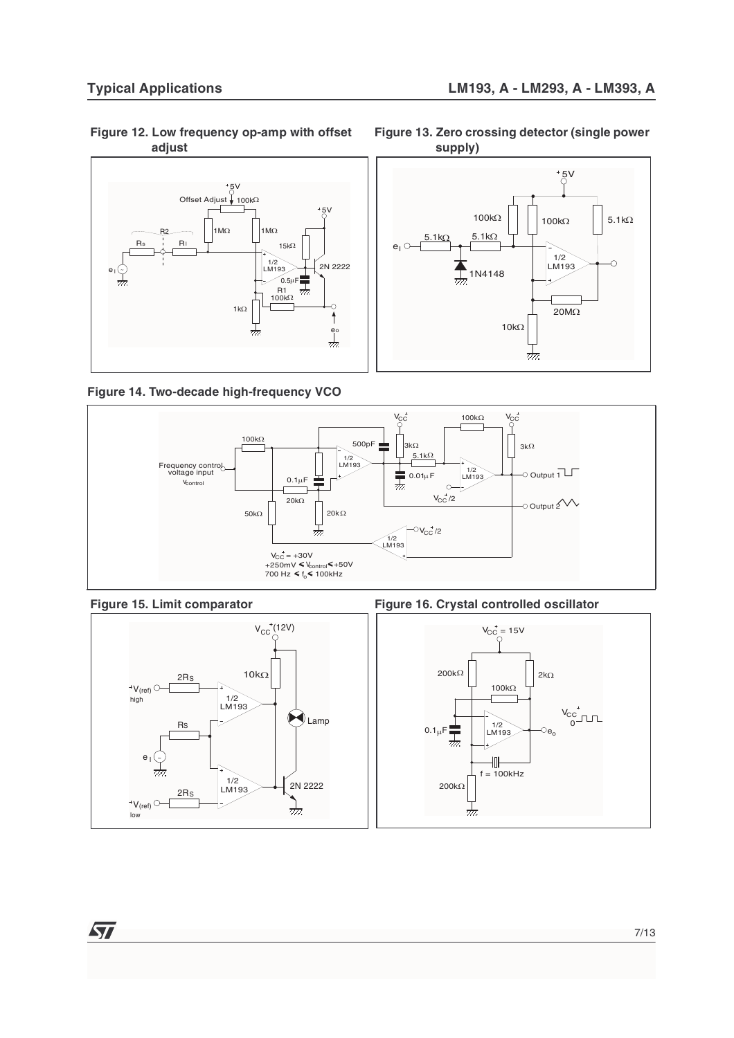## Typical Applications

**Figure 12. Low frequency op-amp with offset adjust**

**Figure 13. Zero crossing detector (single power supply)**

**Figure 14. Two-decade high-frequency VCO**

**Figure 15. Limit comparator**

**Figure 16. Crystal controlled oscillator**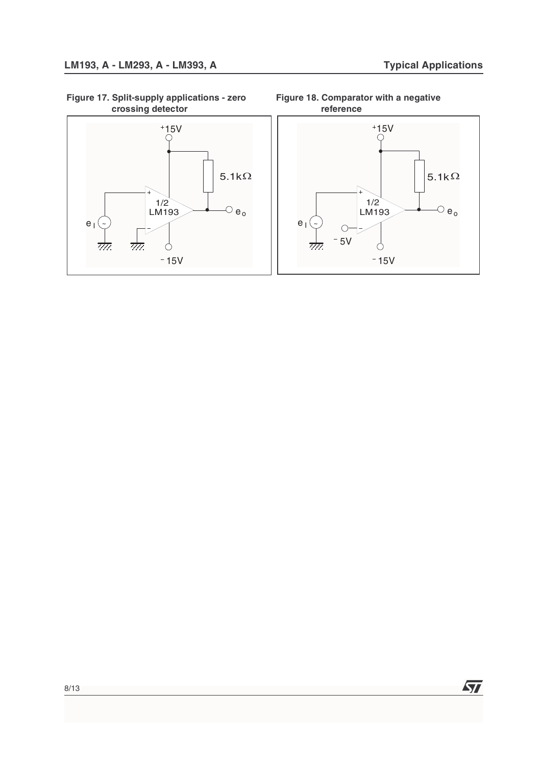**Figure 17. Split-supply applications - zero crossing detector**

**Figure 18. Comparator with a negative reference**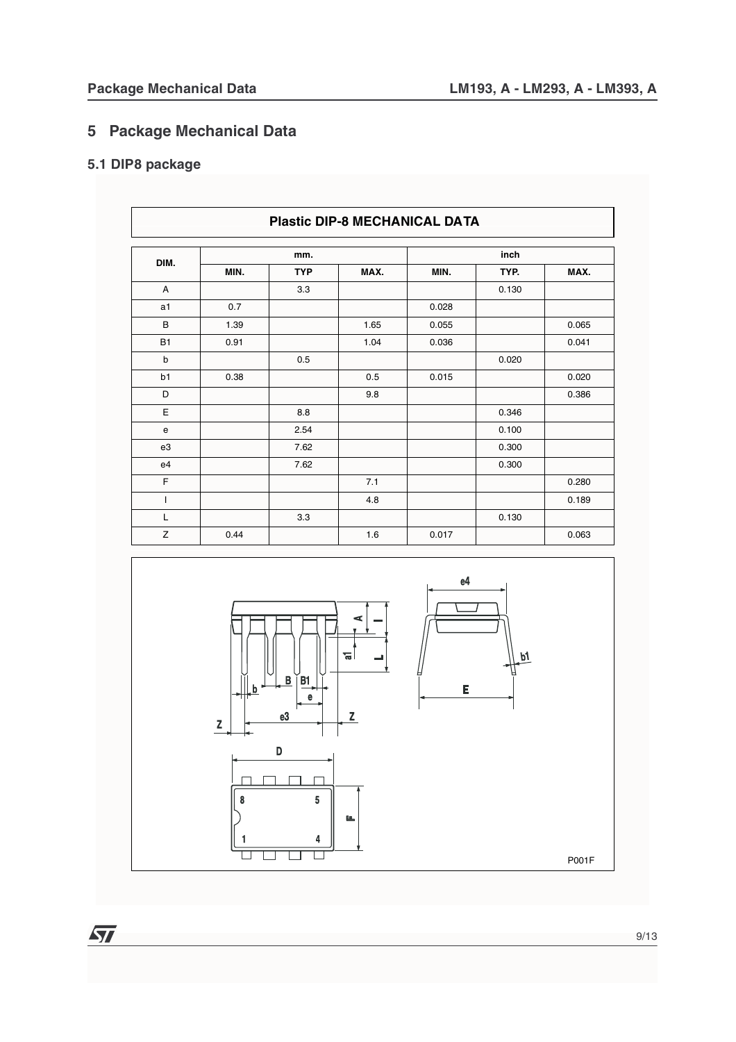# 5 Package Mechanical Data

## 5.1 DIP8 package

**Plastic DIP-8 MECHANICAL DATA**

| DIM. | mm. | | | inch | | |
|---|---|---|---|---|---|---|
| | MIN. | TYP | MAX. | MIN. | TYP. | MAX. |
| A | | 3.3 | | | 0.130 | |
| a1 | 0.7 | | | 0.028 | | |
| B | 1.39 | | 1.65 | 0.055 | | 0.065 |
| B1 | 0.91 | | 1.04 | 0.036 | | 0.041 |
| b | | 0.5 | | | 0.020 | |
| b1 | 0.38 | | 0.5 | 0.015 | | 0.020 |
| D | | | 9.8 | | | 0.386 |
| E | | 8.8 | | | 0.346 | |
| e | | 2.54 | | | 0.100 | |
| e3 | | 7.62 | | | 0.300 | |
| e4 | | 7.62 | | | 0.300 | |
| F | | | 7.1 | | | 0.280 |
| I | | | 4.8 | | | 0.189 |
| L | | 3.3 | | | 0.130 | |
| Z | 0.44 | | 1.6 | 0.017 | | 0.063 |

P001F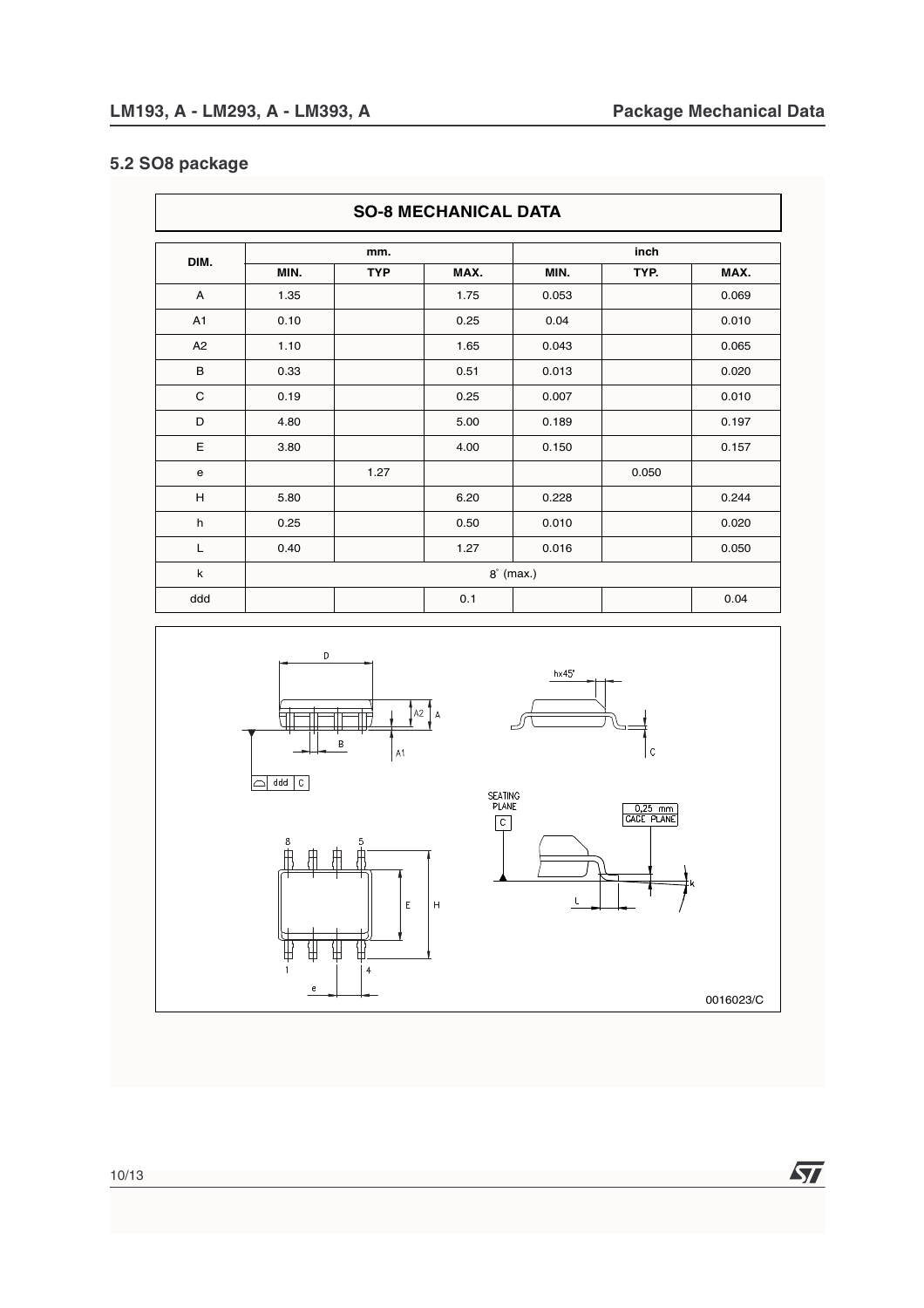## 5.2 SO8 package

| DIM. | mm. | | | inch | | |
|---|---|---|---|---|---|---|
| | MIN. | TYP | MAX. | MIN. | TYP. | MAX. |
| A | 1.35 | | 1.75 | 0.053 | | 0.069 |
| A1 | 0.10 | | 0.25 | 0.04 | | 0.010 |
| A2 | 1.10 | | 1.65 | 0.043 | | 0.065 |
| B | 0.33 | | 0.51 | 0.013 | | 0.020 |
| C | 0.19 | | 0.25 | 0.007 | | 0.010 |
| D | 4.80 | | 5.00 | 0.189 | | 0.197 |
| E | 3.80 | | 4.00 | 0.150 | | 0.157 |
| e | | 1.27 | | | 0.050 | |
| H | 5.80 | | 6.20 | 0.228 | | 0.244 |
| h | 0.25 | | 0.50 | 0.010 | | 0.020 |
| L | 0.40 | | 1.27 | 0.016 | | 0.050 |
| k | 8° (max.) | | | | | |
| ddd | | | 0.1 | | | 0.04 |

SO-8 MECHANICAL DATA

0016023/C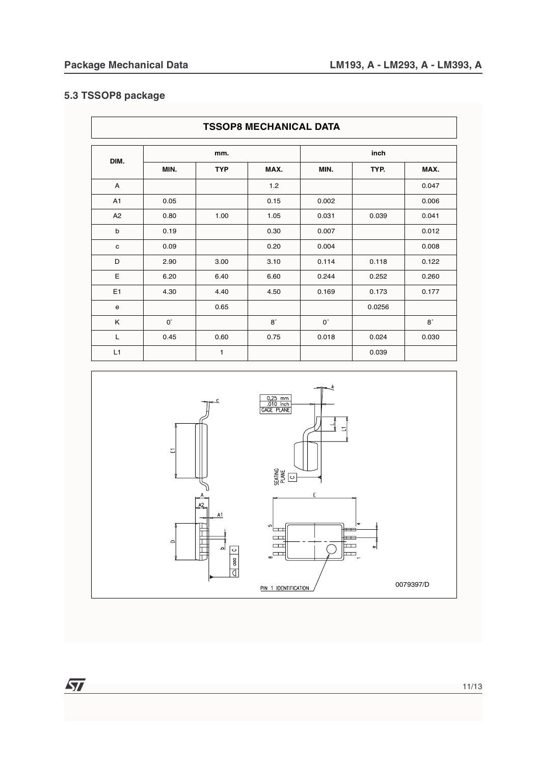## 5.3 TSSOP8 package

| TSSOP8 MECHANICAL DATA | | | | | | |
|---|---|---|---|---|---|---|
| DIM. | mm. | | | inch | | |
| | MIN. | TYP | MAX. | MIN. | TYP. | MAX. |
| A | | | 1.2 | | | 0.047 |
| A1 | 0.05 | | 0.15 | 0.002 | | 0.006 |
| A2 | 0.80 | 1.00 | 1.05 | 0.031 | 0.039 | 0.041 |
| b | 0.19 | | 0.30 | 0.007 | | 0.012 |
| c | 0.09 | | 0.20 | 0.004 | | 0.008 |
| D | 2.90 | 3.00 | 3.10 | 0.114 | 0.118 | 0.122 |
| E | 6.20 | 6.40 | 6.60 | 0.244 | 0.252 | 0.260 |
| E1 | 4.30 | 4.40 | 4.50 | 0.169 | 0.173 | 0.177 |
| e | | 0.65 | | | 0.0256 | |
| K | 0˚ | | 8˚ | 0˚ | | 8˚ |
| L | 0.45 | 0.60 | 0.75 | 0.018 | 0.024 | 0.030 |
| L1 | | 1 | | | 0.039 | |

0079397/D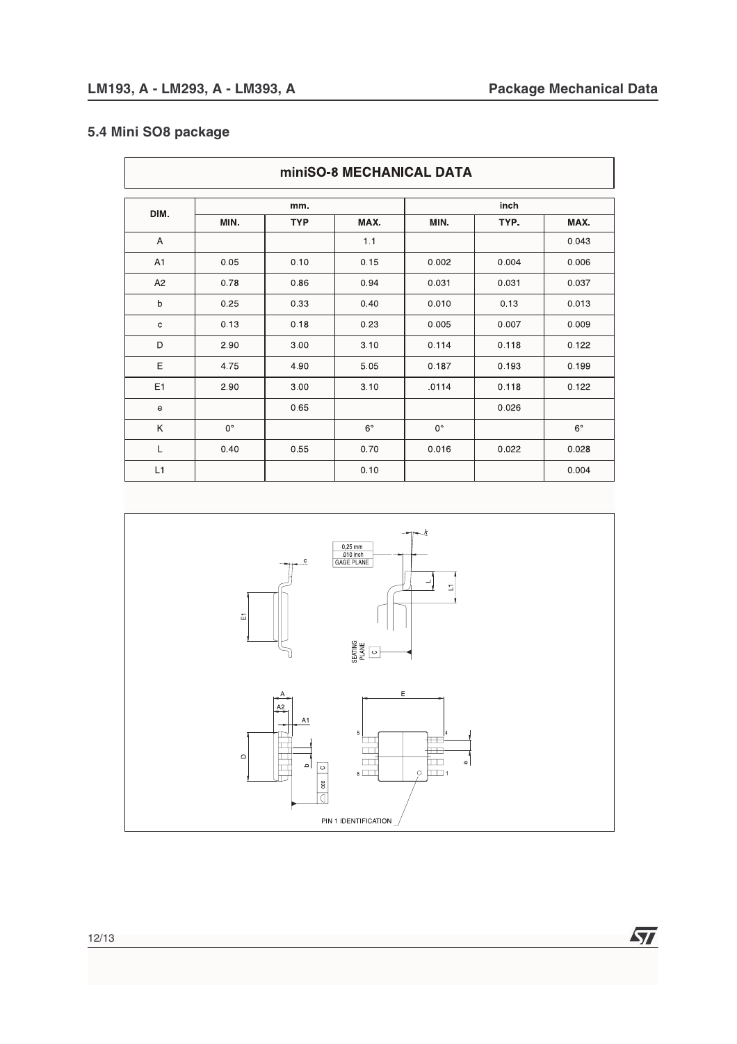## 5.4 Mini SO8 package

**miniSO-8 MECHANICAL DATA**

| DIM. | mm. | | | inch | | |
|---|---|---|---|---|---|---|
| | MIN. | TYP | MAX. | MIN. | TYP. | MAX. |
| A | | | 1.1 | | | 0.043 |
| A1 | 0.05 | 0.10 | 0.15 | 0.002 | 0.004 | 0.006 |
| A2 | 0.78 | 0.86 | 0.94 | 0.031 | 0.031 | 0.037 |
| b | 0.25 | 0.33 | 0.40 | 0.010 | 0.13 | 0.013 |
| c | 0.13 | 0.18 | 0.23 | 0.005 | 0.007 | 0.009 |
| D | 2.90 | 3.00 | 3.10 | 0.114 | 0.118 | 0.122 |
| E | 4.75 | 4.90 | 5.05 | 0.187 | 0.193 | 0.199 |
| E1 | 2.90 | 3.00 | 3.10 | .0114 | 0.118 | 0.122 |
| e | | 0.65 | | | 0.026 | |
| K | 0° | | 6° | 0° | | 6° |
| L | 0.40 | 0.55 | 0.70 | 0.016 | 0.022 | 0.028 |
| L1 | | | 0.10 | | | 0.004 |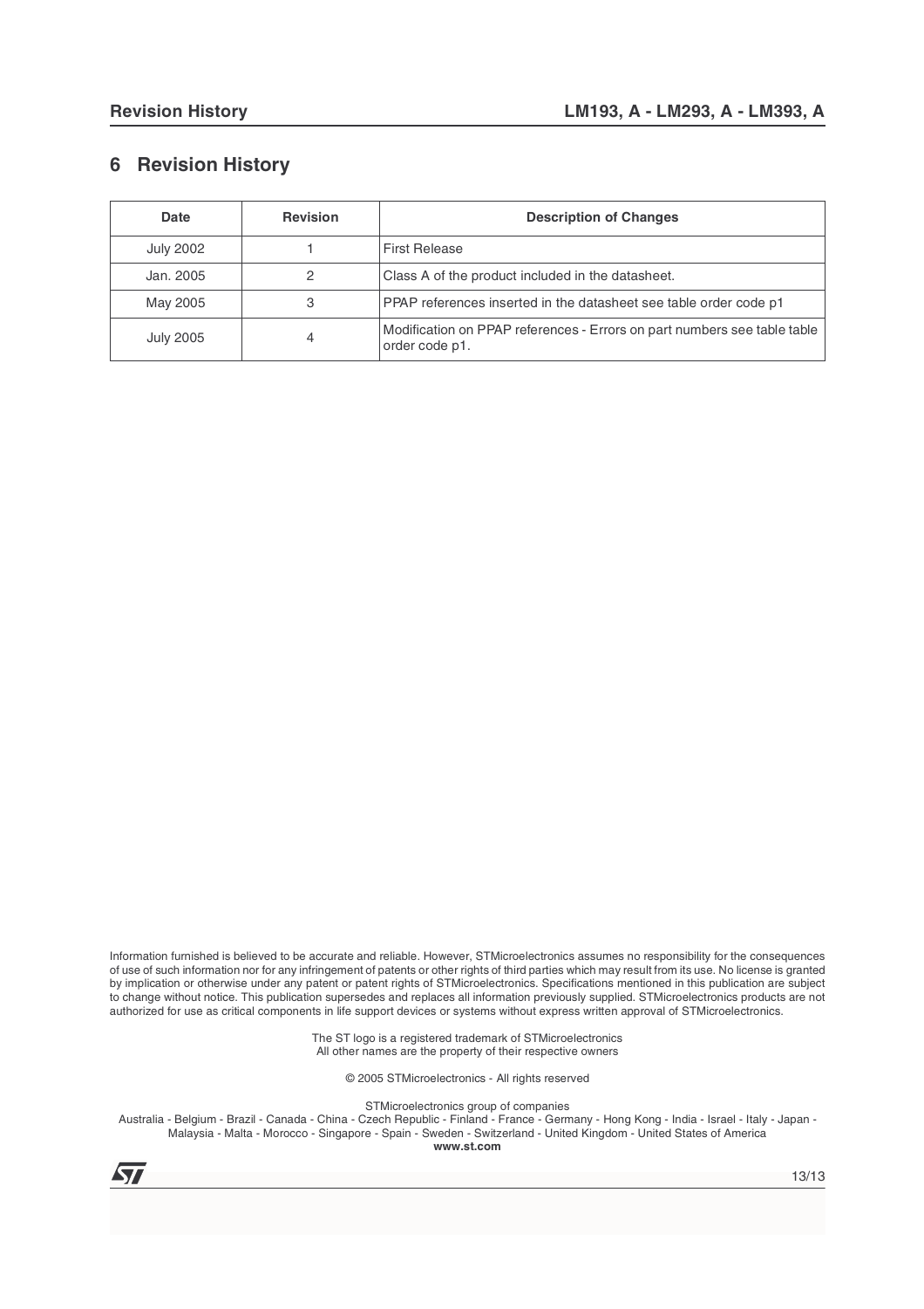## 6 Revision History

| Date | Revision | Description of Changes |
|---|---|---|
| July 2002 | 1 | First Release |
| Jan. 2005 | 2 | Class A of the product included in the datasheet. |
| May 2005 | 3 | PPAP references inserted in the datasheet see table order code p1 |
| July 2005 | 4 | Modification on PPAP references - Errors on part numbers see table table order code p1. |

Information furnished is believed to be accurate and reliable. However, STMicroelectronics assumes no responsibility for the consequences of use of such information nor for any infringement of patents or other rights of third parties which may result from its use. No license is granted by implication or otherwise under any patent or patent rights of STMicroelectronics. Specifications mentioned in this publication are subject to change without notice. This publication supersedes and replaces all information previously supplied. STMicroelectronics products are not authorized for use as critical components in life support devices or systems without express written approval of STMicroelectronics.

The ST logo is a registered trademark of STMicroelectronics
All other names are the property of their respective owners

© 2005 STMicroelectronics - All rights reserved

STMicroelectronics group of companies
Australia - Belgium - Brazil - Canada - China - Czech Republic - Finland - France - Germany - Hong Kong - India - Israel - Italy - Japan - Malaysia - Malta - Morocco - Singapore - Spain - Sweden - Switzerland - United Kingdom - United States of America
**www.st.com**